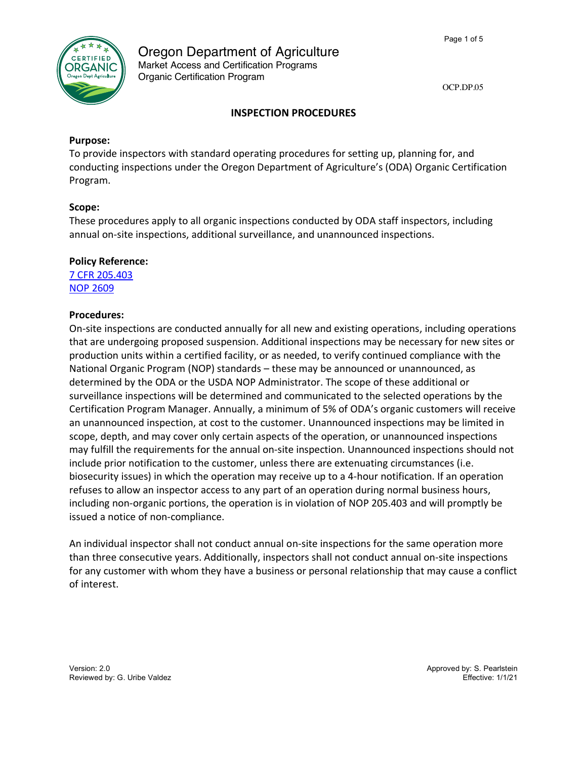# Oregon Department of Agriculture

Market Access and Certification Programs
Organic Certification Program

OCP.DP.05

## INSPECTION PROCEDURES

**Purpose:**
To provide inspectors with standard operating procedures for setting up, planning for, and conducting inspections under the Oregon Department of Agriculture's (ODA) Organic Certification Program.

**Scope:**
These procedures apply to all organic inspections conducted by ODA staff inspectors, including annual on-site inspections, additional surveillance, and unannounced inspections.

**Policy Reference:**
7 CFR 205.403
NOP 2609

**Procedures:**
On-site inspections are conducted annually for all new and existing operations, including operations that are undergoing proposed suspension. Additional inspections may be necessary for new sites or production units within a certified facility, or as needed, to verify continued compliance with the National Organic Program (NOP) standards – these may be announced or unannounced, as determined by the ODA or the USDA NOP Administrator. The scope of these additional or surveillance inspections will be determined and communicated to the selected operations by the Certification Program Manager. Annually, a minimum of 5% of ODA's organic customers will receive an unannounced inspection, at cost to the customer. Unannounced inspections may be limited in scope, depth, and may cover only certain aspects of the operation, or unannounced inspections may fulfill the requirements for the annual on-site inspection. Unannounced inspections should not include prior notification to the customer, unless there are extenuating circumstances (i.e. biosecurity issues) in which the operation may receive up to a 4-hour notification. If an operation refuses to allow an inspector access to any part of an operation during normal business hours, including non-organic portions, the operation is in violation of NOP 205.403 and will promptly be issued a notice of non-compliance.

An individual inspector shall not conduct annual on-site inspections for the same operation more than three consecutive years. Additionally, inspectors shall not conduct annual on-site inspections for any customer with whom they have a business or personal relationship that may cause a conflict of interest.

Version: 2.0
Reviewed by: G. Uribe Valdez

Approved by: S. Pearlstein
Effective: 1/1/21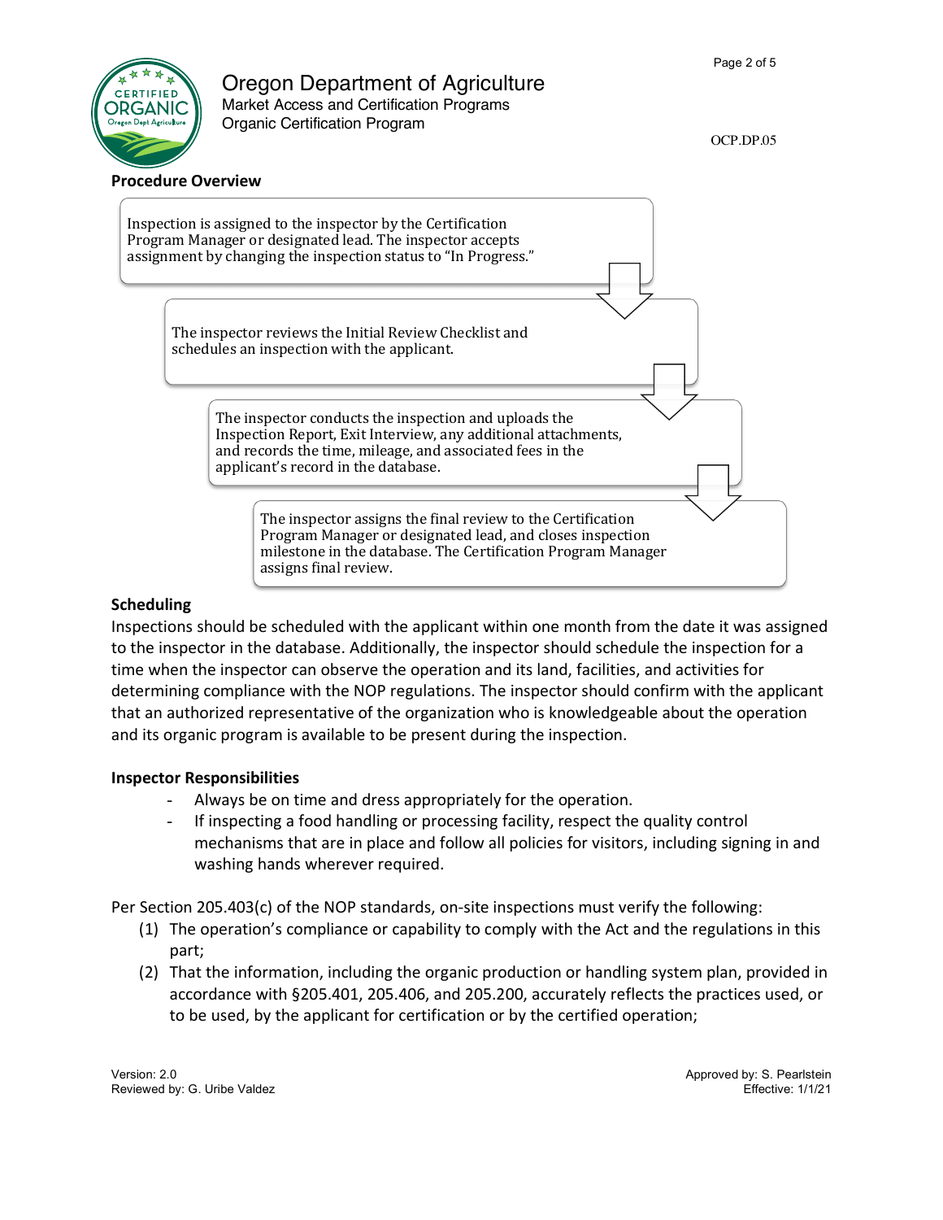## Procedure Overview

Inspection is assigned to the inspector by the Certification Program Manager or designated lead. The inspector accepts assignment by changing the inspection status to "In Progress."

The inspector reviews the Initial Review Checklist and schedules an inspection with the applicant.

The inspector conducts the inspection and uploads the Inspection Report, Exit Interview, any additional attachments, and records the time, mileage, and associated fees in the applicant's record in the database.

The inspector assigns the final review to the Certification Program Manager or designated lead, and closes inspection milestone in the database. The Certification Program Manager assigns final review.

## Scheduling

Inspections should be scheduled with the applicant within one month from the date it was assigned to the inspector in the database. Additionally, the inspector should schedule the inspection for a time when the inspector can observe the operation and its land, facilities, and activities for determining compliance with the NOP regulations. The inspector should confirm with the applicant that an authorized representative of the organization who is knowledgeable about the operation and its organic program is available to be present during the inspection.

## Inspector Responsibilities

- Always be on time and dress appropriately for the operation.
- If inspecting a food handling or processing facility, respect the quality control mechanisms that are in place and follow all policies for visitors, including signing in and washing hands wherever required.

Per Section 205.403(c) of the NOP standards, on-site inspections must verify the following:

(1) The operation's compliance or capability to comply with the Act and the regulations in this part;

(2) That the information, including the organic production or handling system plan, provided in accordance with §205.401, 205.406, and 205.200, accurately reflects the practices used, or to be used, by the applicant for certification or by the certified operation;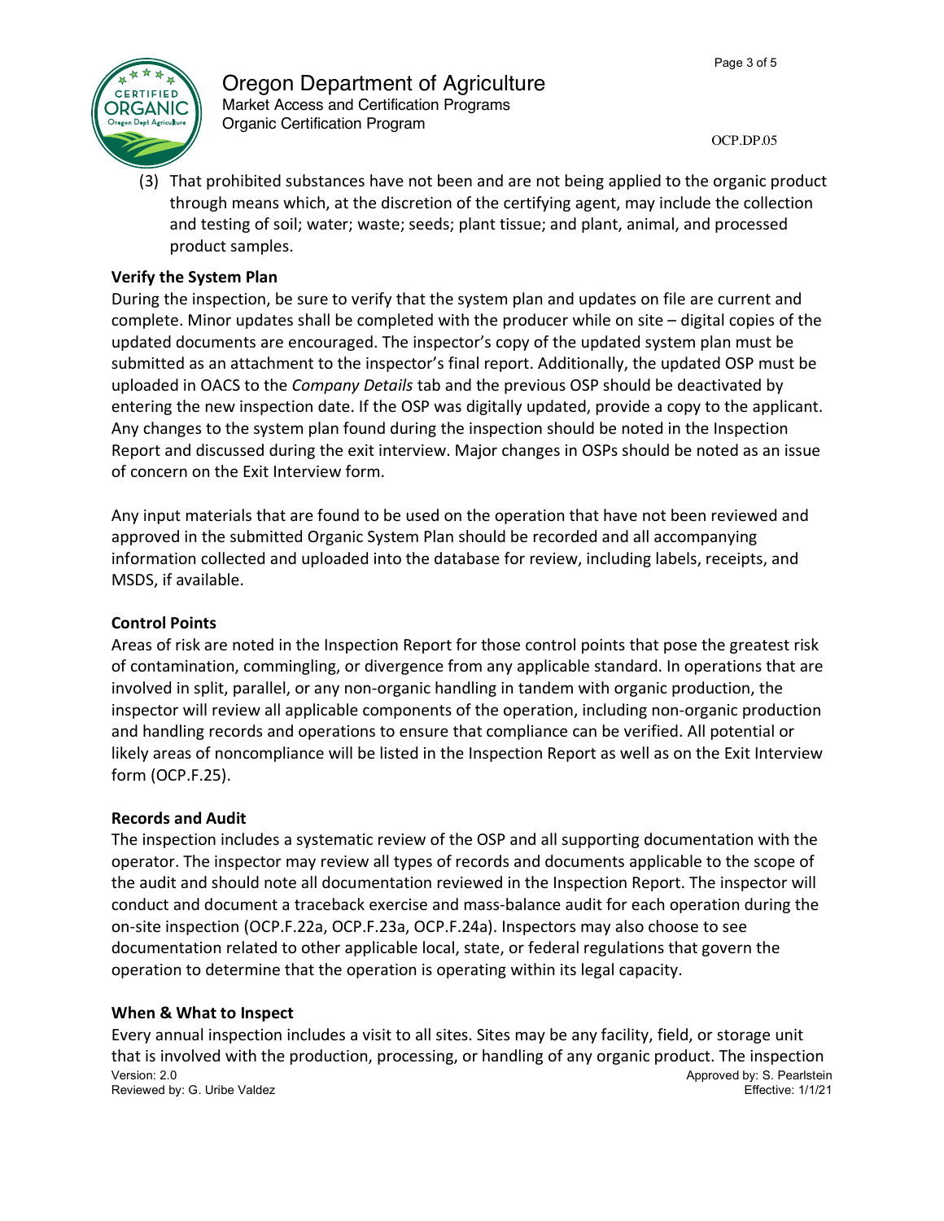(3) That prohibited substances have not been and are not being applied to the organic product through means which, at the discretion of the certifying agent, may include the collection and testing of soil; water; waste; seeds; plant tissue; and plant, animal, and processed product samples.

**Verify the System Plan**

During the inspection, be sure to verify that the system plan and updates on file are current and complete. Minor updates shall be completed with the producer while on site – digital copies of the updated documents are encouraged. The inspector's copy of the updated system plan must be submitted as an attachment to the inspector's final report. Additionally, the updated OSP must be uploaded in OACS to the *Company Details* tab and the previous OSP should be deactivated by entering the new inspection date. If the OSP was digitally updated, provide a copy to the applicant. Any changes to the system plan found during the inspection should be noted in the Inspection Report and discussed during the exit interview. Major changes in OSPs should be noted as an issue of concern on the Exit Interview form.

Any input materials that are found to be used on the operation that have not been reviewed and approved in the submitted Organic System Plan should be recorded and all accompanying information collected and uploaded into the database for review, including labels, receipts, and MSDS, if available.

**Control Points**

Areas of risk are noted in the Inspection Report for those control points that pose the greatest risk of contamination, commingling, or divergence from any applicable standard. In operations that are involved in split, parallel, or any non-organic handling in tandem with organic production, the inspector will review all applicable components of the operation, including non-organic production and handling records and operations to ensure that compliance can be verified. All potential or likely areas of noncompliance will be listed in the Inspection Report as well as on the Exit Interview form (OCP.F.25).

**Records and Audit**

The inspection includes a systematic review of the OSP and all supporting documentation with the operator. The inspector may review all types of records and documents applicable to the scope of the audit and should note all documentation reviewed in the Inspection Report. The inspector will conduct and document a traceback exercise and mass-balance audit for each operation during the on-site inspection (OCP.F.22a, OCP.F.23a, OCP.F.24a). Inspectors may also choose to see documentation related to other applicable local, state, or federal regulations that govern the operation to determine that the operation is operating within its legal capacity.

**When & What to Inspect**

Every annual inspection includes a visit to all sites. Sites may be any facility, field, or storage unit that is involved with the production, processing, or handling of any organic product. The inspection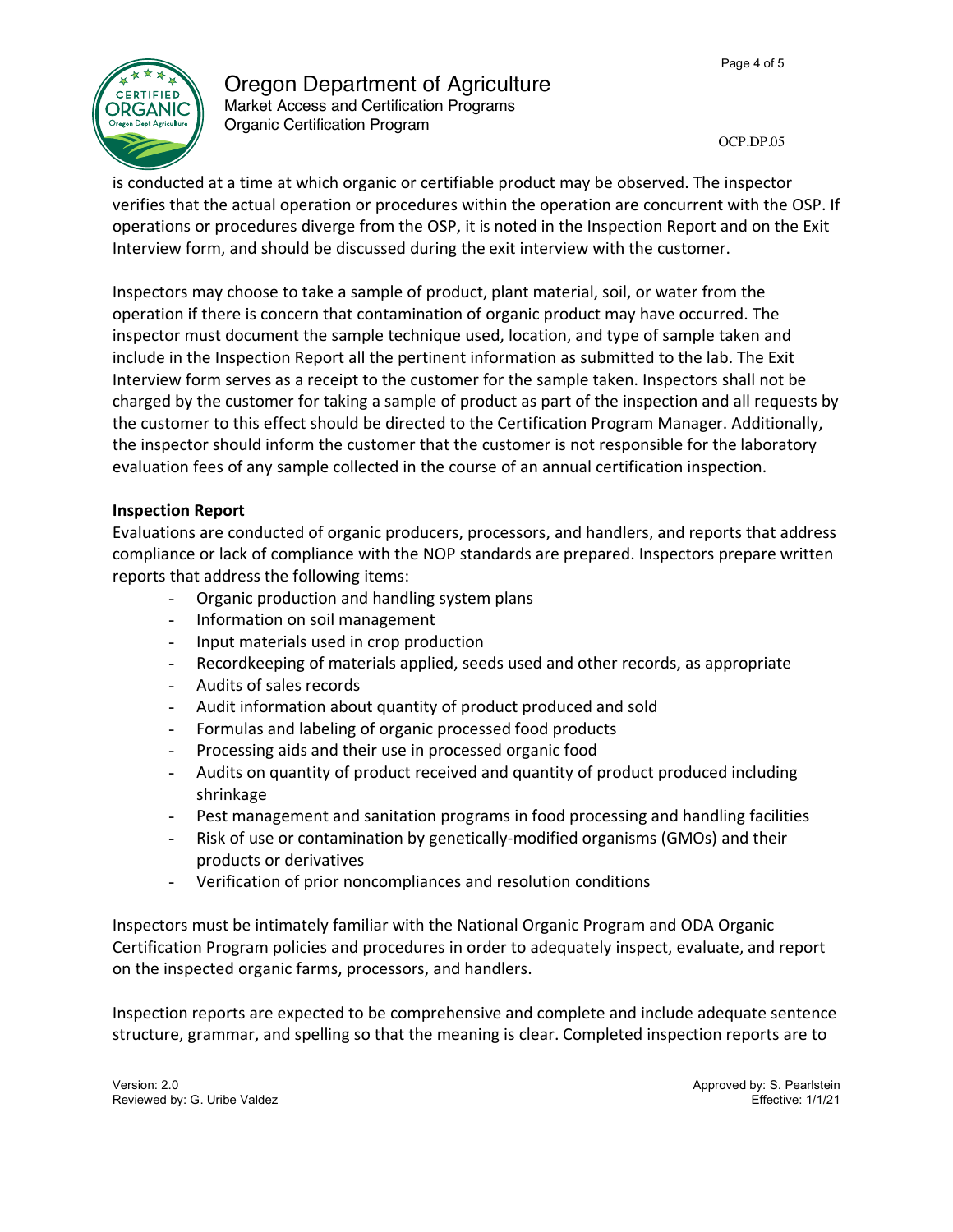is conducted at a time at which organic or certifiable product may be observed. The inspector verifies that the actual operation or procedures within the operation are concurrent with the OSP. If operations or procedures diverge from the OSP, it is noted in the Inspection Report and on the Exit Interview form, and should be discussed during the exit interview with the customer.

Inspectors may choose to take a sample of product, plant material, soil, or water from the operation if there is concern that contamination of organic product may have occurred. The inspector must document the sample technique used, location, and type of sample taken and include in the Inspection Report all the pertinent information as submitted to the lab. The Exit Interview form serves as a receipt to the customer for the sample taken. Inspectors shall not be charged by the customer for taking a sample of product as part of the inspection and all requests by the customer to this effect should be directed to the Certification Program Manager. Additionally, the inspector should inform the customer that the customer is not responsible for the laboratory evaluation fees of any sample collected in the course of an annual certification inspection.

**Inspection Report**

Evaluations are conducted of organic producers, processors, and handlers, and reports that address compliance or lack of compliance with the NOP standards are prepared. Inspectors prepare written reports that address the following items:

- Organic production and handling system plans
- Information on soil management
- Input materials used in crop production
- Recordkeeping of materials applied, seeds used and other records, as appropriate
- Audits of sales records
- Audit information about quantity of product produced and sold
- Formulas and labeling of organic processed food products
- Processing aids and their use in processed organic food
- Audits on quantity of product received and quantity of product produced including shrinkage
- Pest management and sanitation programs in food processing and handling facilities
- Risk of use or contamination by genetically-modified organisms (GMOs) and their products or derivatives
- Verification of prior noncompliances and resolution conditions

Inspectors must be intimately familiar with the National Organic Program and ODA Organic Certification Program policies and procedures in order to adequately inspect, evaluate, and report on the inspected organic farms, processors, and handlers.

Inspection reports are expected to be comprehensive and complete and include adequate sentence structure, grammar, and spelling so that the meaning is clear. Completed inspection reports are to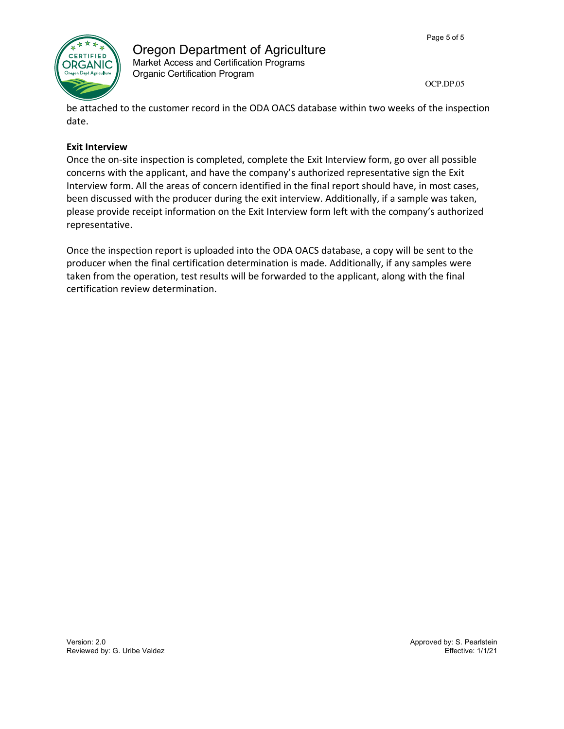be attached to the customer record in the ODA OACS database within two weeks of the inspection date.

**Exit Interview**

Once the on-site inspection is completed, complete the Exit Interview form, go over all possible concerns with the applicant, and have the company's authorized representative sign the Exit Interview form. All the areas of concern identified in the final report should have, in most cases, been discussed with the producer during the exit interview. Additionally, if a sample was taken, please provide receipt information on the Exit Interview form left with the company's authorized representative.

Once the inspection report is uploaded into the ODA OACS database, a copy will be sent to the producer when the final certification determination is made. Additionally, if any samples were taken from the operation, test results will be forwarded to the applicant, along with the final certification review determination.